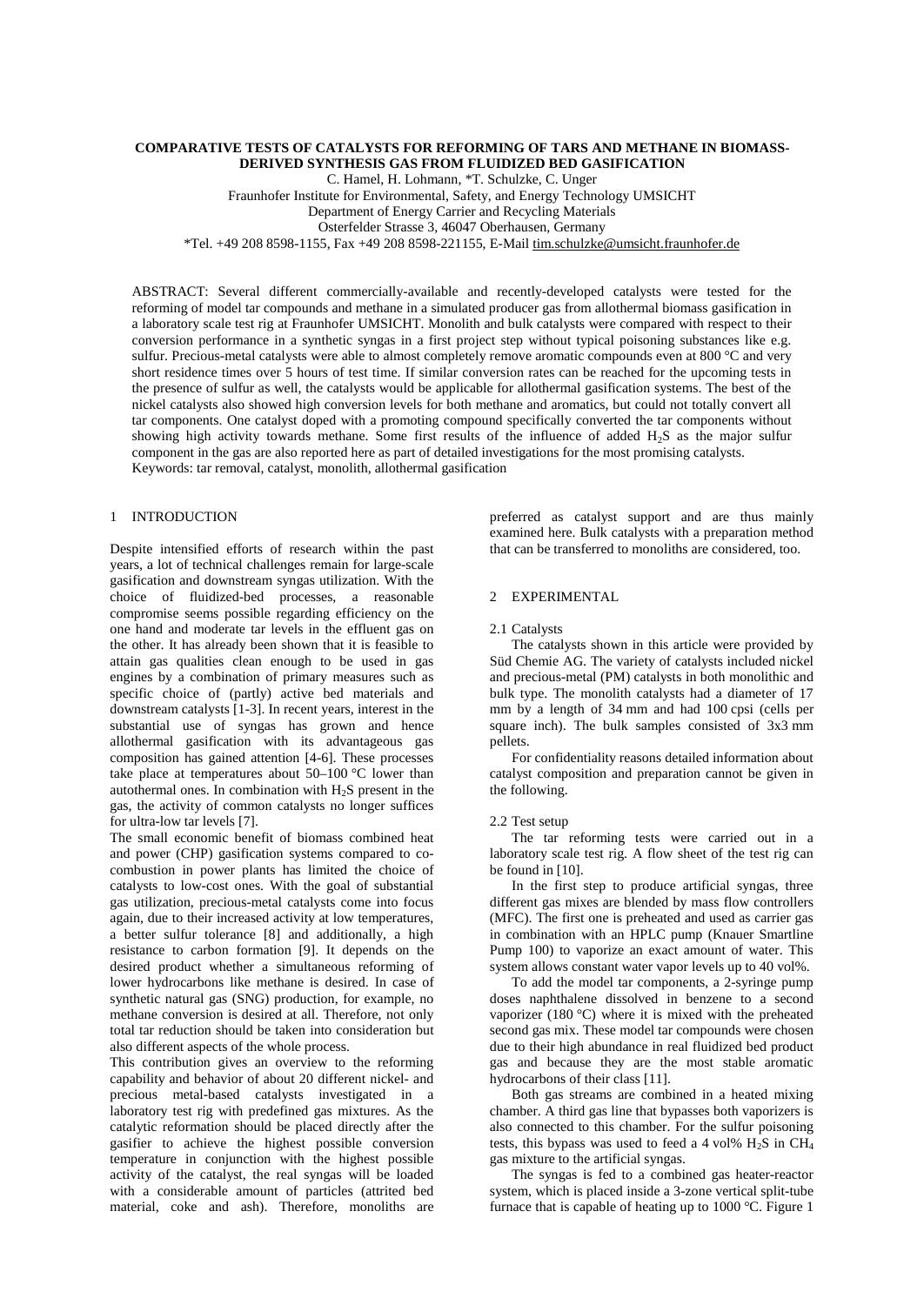# COMPARATIVE TESTS OF CATALYSTS FOR REFORMING OF TARS AND METHANE IN BIOMASS-DERIVED SYNTHESIS GAS FROM FLUIDIZED BED GASIFICATION

C. Hamel, H. Lohmann, *T. Schulzke, C. Unger

Fraunhofer Institute for Environmental, Safety, and Energy Technology UMSICHT

Department of Energy Carrier and Recycling Materials

Osterfelder Strasse 3, 46047 Oberhausen, Germany

*Tel. +49 208 8598-1155, Fax +49 208 8598-221155, E-Mail tim.schulzke@umsicht.fraunhofer.de

ABSTRACT: Several different commercially-available and recently-developed catalysts were tested for the reforming of model tar compounds and methane in a simulated producer gas from allothermal biomass gasification in a laboratory scale test rig at Fraunhofer UMSICHT. Monolith and bulk catalysts were compared with respect to their conversion performance in a synthetic syngas in a first project step without typical poisoning substances like e.g. sulfur. Precious-metal catalysts were able to almost completely remove aromatic compounds even at 800 °C and very short residence times over 5 hours of test time. If similar conversion rates can be reached for the upcoming tests in the presence of sulfur as well, the catalysts would be applicable for allothermal gasification systems. The best of the nickel catalysts also showed high conversion levels for both methane and aromatics, but could not totally convert all tar components. One catalyst doped with a promoting compound specifically converted the tar components without showing high activity towards methane. Some first results of the influence of added $H_2S$ as the major sulfur component in the gas are also reported here as part of detailed investigations for the most promising catalysts.

Keywords: tar removal, catalyst, monolith, allothermal gasification

## 1 INTRODUCTION

Despite intensified efforts of research within the past years, a lot of technical challenges remain for large-scale gasification and downstream syngas utilization. With the choice of fluidized-bed processes, a reasonable compromise seems possible regarding efficiency on the one hand and moderate tar levels in the effluent gas on the other. It has already been shown that it is feasible to attain gas qualities clean enough to be used in gas engines by a combination of primary measures such as specific choice of (partly) active bed materials and downstream catalysts [1-3]. In recent years, interest in the substantial use of syngas has grown and hence allothermal gasification with its advantageous gas composition has gained attention [4-6]. These processes take place at temperatures about 50–100 °C lower than autothermal ones. In combination with $H_2S$ present in the gas, the activity of common catalysts no longer suffices for ultra-low tar levels [7].

The small economic benefit of biomass combined heat and power (CHP) gasification systems compared to co-combustion in power plants has limited the choice of catalysts to low-cost ones. With the goal of substantial gas utilization, precious-metal catalysts come into focus again, due to their increased activity at low temperatures, a better sulfur tolerance [8] and additionally, a high resistance to carbon formation [9]. It depends on the desired product whether a simultaneous reforming of lower hydrocarbons like methane is desired. In case of synthetic natural gas (SNG) production, for example, no methane conversion is desired at all. Therefore, not only total tar reduction should be taken into consideration but also different aspects of the whole process.

This contribution gives an overview to the reforming capability and behavior of about 20 different nickel- and precious metal-based catalysts investigated in a laboratory test rig with predefined gas mixtures. As the catalytic reformation should be placed directly after the gasifier to achieve the highest possible conversion temperature in conjunction with the highest possible activity of the catalyst, the real syngas will be loaded with a considerable amount of particles (attrited bed material, coke and ash). Therefore, monoliths are preferred as catalyst support and are thus mainly examined here. Bulk catalysts with a preparation method that can be transferred to monoliths are considered, too.

## 2 EXPERIMENTAL

### 2.1 Catalysts

The catalysts shown in this article were provided by Süd Chemie AG. The variety of catalysts included nickel and precious-metal (PM) catalysts in both monolithic and bulk type. The monolith catalysts had a diameter of 17 mm by a length of 34 mm and had 100 cpsi (cells per square inch). The bulk samples consisted of 3x3 mm pellets.

For confidentiality reasons detailed information about catalyst composition and preparation cannot be given in the following.

### 2.2 Test setup

The tar reforming tests were carried out in a laboratory scale test rig. A flow sheet of the test rig can be found in [10].

In the first step to produce artificial syngas, three different gas mixes are blended by mass flow controllers (MFC). The first one is preheated and used as carrier gas in combination with an HPLC pump (Knauer Smartline Pump 100) to vaporize an exact amount of water. This system allows constant water vapor levels up to 40 vol%.

To add the model tar components, a 2-syringe pump doses naphthalene dissolved in benzene to a second vaporizer (180 °C) where it is mixed with the preheated second gas mix. These model tar compounds were chosen due to their high abundance in real fluidized bed product gas and because they are the most stable aromatic hydrocarbons of their class [11].

Both gas streams are combined in a heated mixing chamber. A third gas line that bypasses both vaporizers is also connected to this chamber. For the sulfur poisoning tests, this bypass was used to feed a 4 vol% $H_2S$ in $CH_4$ gas mixture to the artificial syngas.

The syngas is fed to a combined gas heater-reactor system, which is placed inside a 3-zone vertical split-tube furnace that is capable of heating up to 1000 °C. Figure 1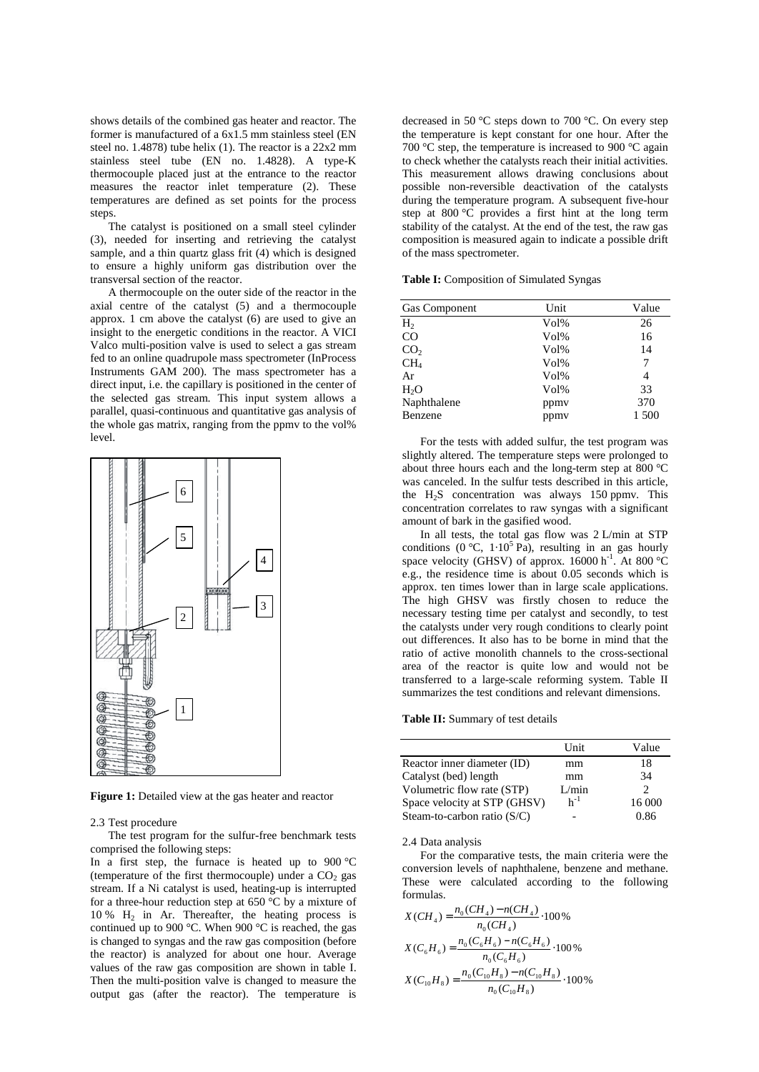shows details of the combined gas heater and reactor. The former is manufactured of a 6x1.5 mm stainless steel (EN steel no. 1.4878) tube helix (1). The reactor is a 22x2 mm stainless steel tube (EN no. 1.4828). A type-K thermocouple placed just at the entrance to the reactor measures the reactor inlet temperature (2). These temperatures are defined as set points for the process steps.

The catalyst is positioned on a small steel cylinder (3), needed for inserting and retrieving the catalyst sample, and a thin quartz glass frit (4) which is designed to ensure a highly uniform gas distribution over the transversal section of the reactor.

A thermocouple on the outer side of the reactor in the axial centre of the catalyst (5) and a thermocouple approx. 1 cm above the catalyst (6) are used to give an insight to the energetic conditions in the reactor. A VICI Valco multi-position valve is used to select a gas stream fed to an online quadrupole mass spectrometer (InProcess Instruments GAM 200). The mass spectrometer has a direct input, i.e. the capillary is positioned in the center of the selected gas stream. This input system allows a parallel, quasi-continuous and quantitative gas analysis of the whole gas matrix, ranging from the ppmv to the vol% level.

**Figure 1:** Detailed view at the gas heater and reactor

2.3 Test procedure

The test program for the sulfur-free benchmark tests comprised the following steps:

In a first step, the furnace is heated up to 900 °C (temperature of the first thermocouple) under a $CO_2$ gas stream. If a Ni catalyst is used, heating-up is interrupted for a three-hour reduction step at 650 °C by a mixture of 10 % $H_2$ in Ar. Thereafter, the heating process is continued up to 900 °C. When 900 °C is reached, the gas is changed to syngas and the raw gas composition (before the reactor) is analyzed for about one hour. Average values of the raw gas composition are shown in table I. Then the multi-position valve is changed to measure the output gas (after the reactor). The temperature is decreased in 50 °C steps down to 700 °C. On every step the temperature is kept constant for one hour. After the 700 °C step, the temperature is increased to 900 °C again to check whether the catalysts reach their initial activities. This measurement allows drawing conclusions about possible non-reversible deactivation of the catalysts during the temperature program. A subsequent five-hour step at 800 °C provides a first hint at the long term stability of the catalyst. At the end of the test, the raw gas composition is measured again to indicate a possible drift of the mass spectrometer.

**Table I:** Composition of Simulated Syngas

| Gas Component | Unit | Value |
|---|---|---|
| $H_2$ | Vol% | 26 |
| CO | Vol% | 16 |
| $CO_2$ | Vol% | 14 |
| $CH_4$ | Vol% | 7 |
| Ar | Vol% | 4 |
| $H_2O$ | Vol% | 33 |
| Naphthalene | ppmv | 370 |
| Benzene | ppmv | 1 500 |

For the tests with added sulfur, the test program was slightly altered. The temperature steps were prolonged to about three hours each and the long-term step at 800 °C was canceled. In the sulfur tests described in this article, the $H_2S$ concentration was always 150 ppmv. This concentration correlates to raw syngas with a significant amount of bark in the gasified wood.

In all tests, the total gas flow was 2 L/min at STP conditions (0 °C, $1{\cdot}10^5$ Pa), resulting in an gas hourly space velocity (GHSV) of approx. 16000 $h^{-1}$. At 800 °C e.g., the residence time is about 0.05 seconds which is approx. ten times lower than in large scale applications. The high GHSV was firstly chosen to reduce the necessary testing time per catalyst and secondly, to test the catalysts under very rough conditions to clearly point out differences. It also has to be borne in mind that the ratio of active monolith channels to the cross-sectional area of the reactor is quite low and would not be transferred to a large-scale reforming system. Table II summarizes the test conditions and relevant dimensions.

**Table II:** Summary of test details

| | Unit | Value |
|---|---|---|
| Reactor inner diameter (ID) | mm | 18 |
| Catalyst (bed) length | mm | 34 |
| Volumetric flow rate (STP) | L/min | 2 |
| Space velocity at STP (GHSV) | $h^{-1}$ | 16 000 |
| Steam-to-carbon ratio (S/C) | - | 0.86 |

2.4 Data analysis

For the comparative tests, the main criteria were the conversion levels of naphthalene, benzene and methane. These were calculated according to the following formulas.

$$X(CH_4) = \frac{n_0(CH_4) - n(CH_4)}{n_0(CH_4)} \cdot 100\%$$

$$X(C_6H_6) = \frac{n_0(C_6H_6) - n(C_6H_6)}{n_0(C_6H_6)} \cdot 100\%$$

$$X(C_{10}H_8) = \frac{n_0(C_{10}H_8) - n(C_{10}H_8)}{n_0(C_{10}H_8)} \cdot 100\%$$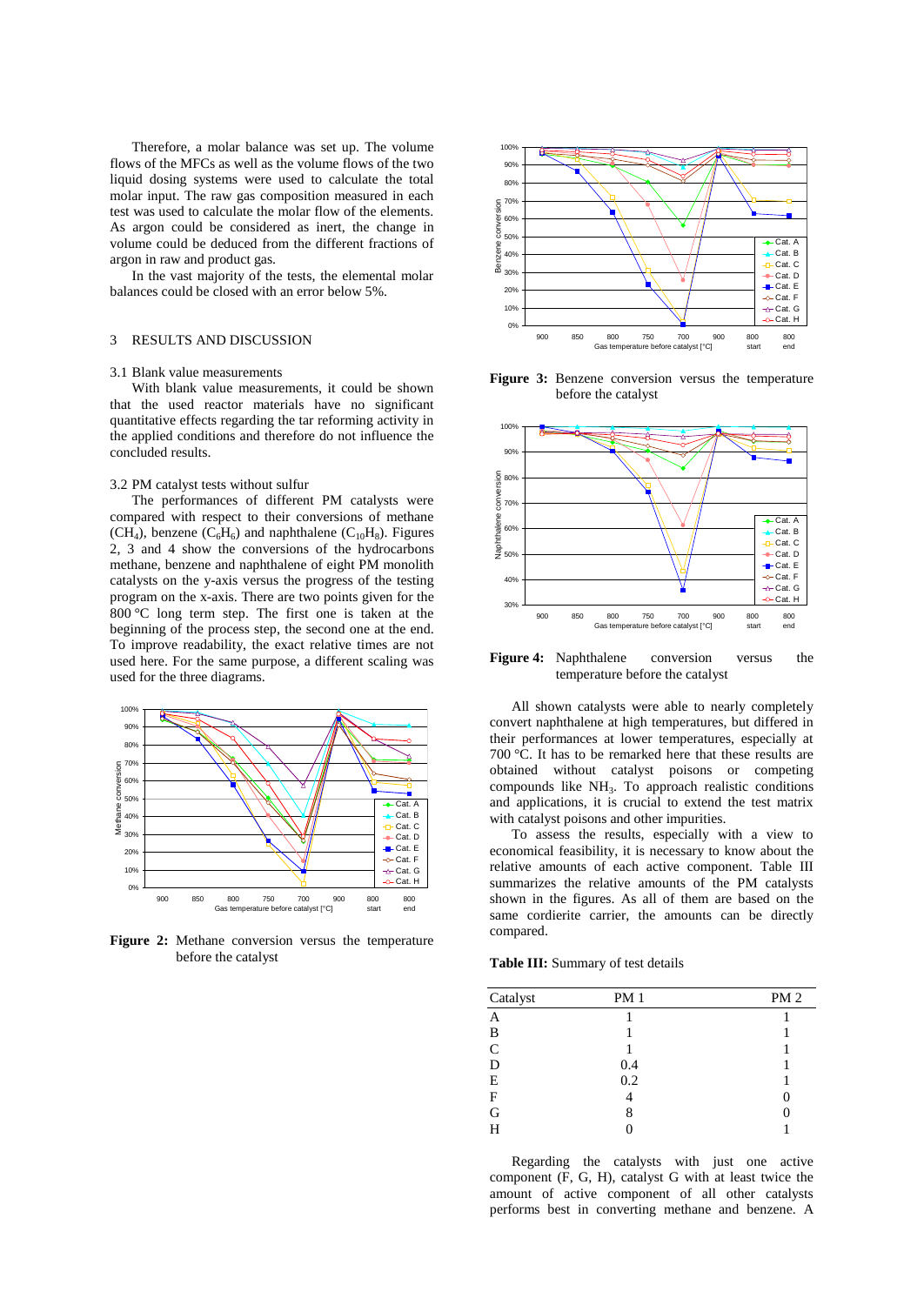Therefore, a molar balance was set up. The volume flows of the MFCs as well as the volume flows of the two liquid dosing systems were used to calculate the total molar input. The raw gas composition measured in each test was used to calculate the molar flow of the elements. As argon could be considered as inert, the change in volume could be deduced from the different fractions of argon in raw and product gas.

In the vast majority of the tests, the elemental molar balances could be closed with an error below 5%.

## 3 RESULTS AND DISCUSSION

### 3.1 Blank value measurements

With blank value measurements, it could be shown that the used reactor materials have no significant quantitative effects regarding the tar reforming activity in the applied conditions and therefore do not influence the concluded results.

### 3.2 PM catalyst tests without sulfur

The performances of different PM catalysts were compared with respect to their conversions of methane ($CH_4$), benzene ($C_6H_6$) and naphthalene ($C_{10}H_8$). Figures 2, 3 and 4 show the conversions of the hydrocarbons methane, benzene and naphthalene of eight PM monolith catalysts on the y-axis versus the progress of the testing program on the x-axis. There are two points given for the 800 °C long term step. The first one is taken at the beginning of the process step, the second one at the end. To improve readability, the exact relative times are not used here. For the same purpose, a different scaling was used for the three diagrams.

**Figure 2:** Methane conversion versus the temperature before the catalyst

**Figure 3:** Benzene conversion versus the temperature before the catalyst

**Figure 4:** Naphthalene conversion versus the temperature before the catalyst

All shown catalysts were able to nearly completely convert naphthalene at high temperatures, but differed in their performances at lower temperatures, especially at 700 °C. It has to be remarked here that these results are obtained without catalyst poisons or competing compounds like $NH_3$. To approach realistic conditions and applications, it is crucial to extend the test matrix with catalyst poisons and other impurities.

To assess the results, especially with a view to economical feasibility, it is necessary to know about the relative amounts of each active component. Table III summarizes the relative amounts of the PM catalysts shown in the figures. As all of them are based on the same cordierite carrier, the amounts can be directly compared.

**Table III:** Summary of test details

| Catalyst | PM 1 | PM 2 |
|---|---|---|
| A | 1 | 1 |
| B | 1 | 1 |
| C | 1 | 1 |
| D | 0.4 | 1 |
| E | 0.2 | 1 |
| F | 4 | 0 |
| G | 8 | 0 |
| H | 0 | 1 |

Regarding the catalysts with just one active component (F, G, H), catalyst G with at least twice the amount of active component of all other catalysts performs best in converting methane and benzene. A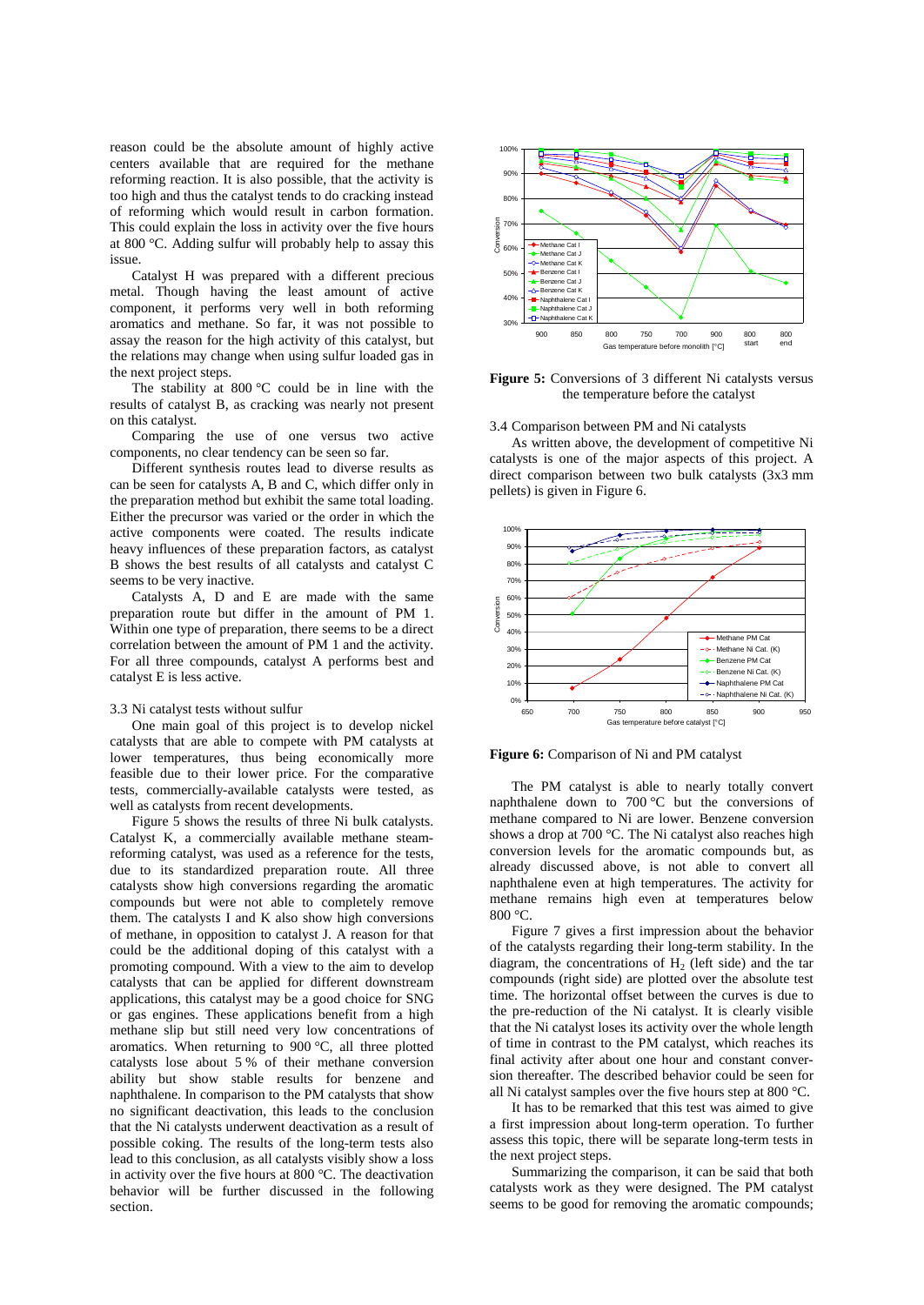reason could be the absolute amount of highly active centers available that are required for the methane reforming reaction. It is also possible, that the activity is too high and thus the catalyst tends to do cracking instead of reforming which would result in carbon formation. This could explain the loss in activity over the five hours at 800 °C. Adding sulfur will probably help to assay this issue.

Catalyst H was prepared with a different precious metal. Though having the least amount of active component, it performs very well in both reforming aromatics and methane. So far, it was not possible to assay the reason for the high activity of this catalyst, but the relations may change when using sulfur loaded gas in the next project steps.

The stability at 800 °C could be in line with the results of catalyst B, as cracking was nearly not present on this catalyst.

Comparing the use of one versus two active components, no clear tendency can be seen so far.

Different synthesis routes lead to diverse results as can be seen for catalysts A, B and C, which differ only in the preparation method but exhibit the same total loading. Either the precursor was varied or the order in which the active components were coated. The results indicate heavy influences of these preparation factors, as catalyst B shows the best results of all catalysts and catalyst C seems to be very inactive.

Catalysts A, D and E are made with the same preparation route but differ in the amount of PM 1. Within one type of preparation, there seems to be a direct correlation between the amount of PM 1 and the activity. For all three compounds, catalyst A performs best and catalyst E is less active.

### 3.3 Ni catalyst tests without sulfur

One main goal of this project is to develop nickel catalysts that are able to compete with PM catalysts at lower temperatures, thus being economically more feasible due to their lower price. For the comparative tests, commercially-available catalysts were tested, as well as catalysts from recent developments.

Figure 5 shows the results of three Ni bulk catalysts. Catalyst K, a commercially available methane steam-reforming catalyst, was used as a reference for the tests, due to its standardized preparation route. All three catalysts show high conversions regarding the aromatic compounds but were not able to completely remove them. The catalysts I and K also show high conversions of methane, in opposition to catalyst J. A reason for that could be the additional doping of this catalyst with a promoting compound. With a view to the aim to develop catalysts that can be applied for different downstream applications, this catalyst may be a good choice for SNG or gas engines. These applications benefit from a high methane slip but still need very low concentrations of aromatics. When returning to 900 °C, all three plotted catalysts lose about 5 % of their methane conversion ability but show stable results for benzene and naphthalene. In comparison to the PM catalysts that show no significant deactivation, this leads to the conclusion that the Ni catalysts underwent deactivation as a result of possible coking. The results of the long-term tests also lead to this conclusion, as all catalysts visibly show a loss in activity over the five hours at 800 °C. The deactivation behavior will be further discussed in the following section.

**Figure 5:** Conversions of 3 different Ni catalysts versus the temperature before the catalyst

### 3.4 Comparison between PM and Ni catalysts

As written above, the development of competitive Ni catalysts is one of the major aspects of this project. A direct comparison between two bulk catalysts (3x3 mm pellets) is given in Figure 6.

**Figure 6:** Comparison of Ni and PM catalyst

The PM catalyst is able to nearly totally convert naphthalene down to 700 °C but the conversions of methane compared to Ni are lower. Benzene conversion shows a drop at 700 °C. The Ni catalyst also reaches high conversion levels for the aromatic compounds but, as already discussed above, is not able to convert all naphthalene even at high temperatures. The activity for methane remains high even at temperatures below 800 °C.

Figure 7 gives a first impression about the behavior of the catalysts regarding their long-term stability. In the diagram, the concentrations of $H_2$ (left side) and the tar compounds (right side) are plotted over the absolute test time. The horizontal offset between the curves is due to the pre-reduction of the Ni catalyst. It is clearly visible that the Ni catalyst loses its activity over the whole length of time in contrast to the PM catalyst, which reaches its final activity after about one hour and constant conversion thereafter. The described behavior could be seen for all Ni catalyst samples over the five hours step at 800 °C.

It has to be remarked that this test was aimed to give a first impression about long-term operation. To further assess this topic, there will be separate long-term tests in the next project steps.

Summarizing the comparison, it can be said that both catalysts work as they were designed. The PM catalyst seems to be good for removing the aromatic compounds;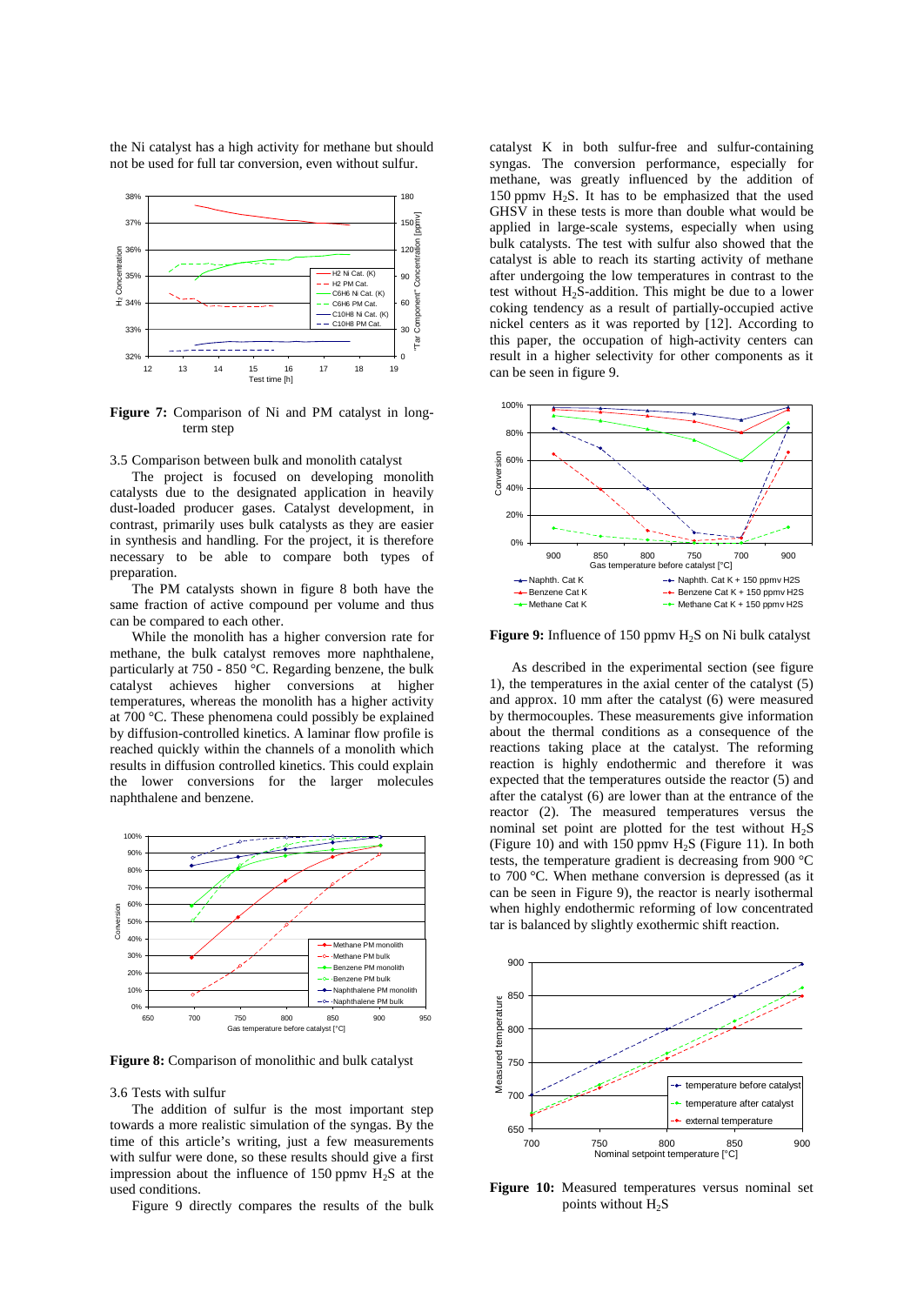the Ni catalyst has a high activity for methane but should not be used for full tar conversion, even without sulfur.

**Figure 7:** Comparison of Ni and PM catalyst in long-term step

### 3.5 Comparison between bulk and monolith catalyst

The project is focused on developing monolith catalysts due to the designated application in heavily dust-loaded producer gases. Catalyst development, in contrast, primarily uses bulk catalysts as they are easier in synthesis and handling. For the project, it is therefore necessary to be able to compare both types of preparation.

The PM catalysts shown in figure 8 both have the same fraction of active compound per volume and thus can be compared to each other.

While the monolith has a higher conversion rate for methane, the bulk catalyst removes more naphthalene, particularly at 750 - 850 °C. Regarding benzene, the bulk catalyst achieves higher conversions at higher temperatures, whereas the monolith has a higher activity at 700 °C. These phenomena could possibly be explained by diffusion-controlled kinetics. A laminar flow profile is reached quickly within the channels of a monolith which results in diffusion controlled kinetics. This could explain the lower conversions for the larger molecules naphthalene and benzene.

**Figure 8:** Comparison of monolithic and bulk catalyst

### 3.6 Tests with sulfur

The addition of sulfur is the most important step towards a more realistic simulation of the syngas. By the time of this article's writing, just a few measurements with sulfur were done, so these results should give a first impression about the influence of 150 ppmv $H_2S$ at the used conditions.

Figure 9 directly compares the results of the bulk catalyst K in both sulfur-free and sulfur-containing syngas. The conversion performance, especially for methane, was greatly influenced by the addition of 150 ppmv $H_2S$. It has to be emphasized that the used GHSV in these tests is more than double what would be applied in large-scale systems, especially when using bulk catalysts. The test with sulfur also showed that the catalyst is able to reach its starting activity of methane after undergoing the low temperatures in contrast to the test without $H_2S$-addition. This might be due to a lower coking tendency as a result of partially-occupied active nickel centers as it was reported by [12]. According to this paper, the occupation of high-activity centers can result in a higher selectivity for other components as it can be seen in figure 9.

**Figure 9:** Influence of 150 ppmv $H_2S$ on Ni bulk catalyst

As described in the experimental section (see figure 1), the temperatures in the axial center of the catalyst (5) and approx. 10 mm after the catalyst (6) were measured by thermocouples. These measurements give information about the thermal conditions as a consequence of the reactions taking place at the catalyst. The reforming reaction is highly endothermic and therefore it was expected that the temperatures outside the reactor (5) and after the catalyst (6) are lower than at the entrance of the reactor (2). The measured temperatures versus the nominal set point are plotted for the test without $H_2S$ (Figure 10) and with 150 ppmv $H_2S$ (Figure 11). In both tests, the temperature gradient is decreasing from 900 °C to 700 °C. When methane conversion is depressed (as it can be seen in Figure 9), the reactor is nearly isothermal when highly endothermic reforming of low concentrated tar is balanced by slightly exothermic shift reaction.

**Figure 10:** Measured temperatures versus nominal set points without $H_2S$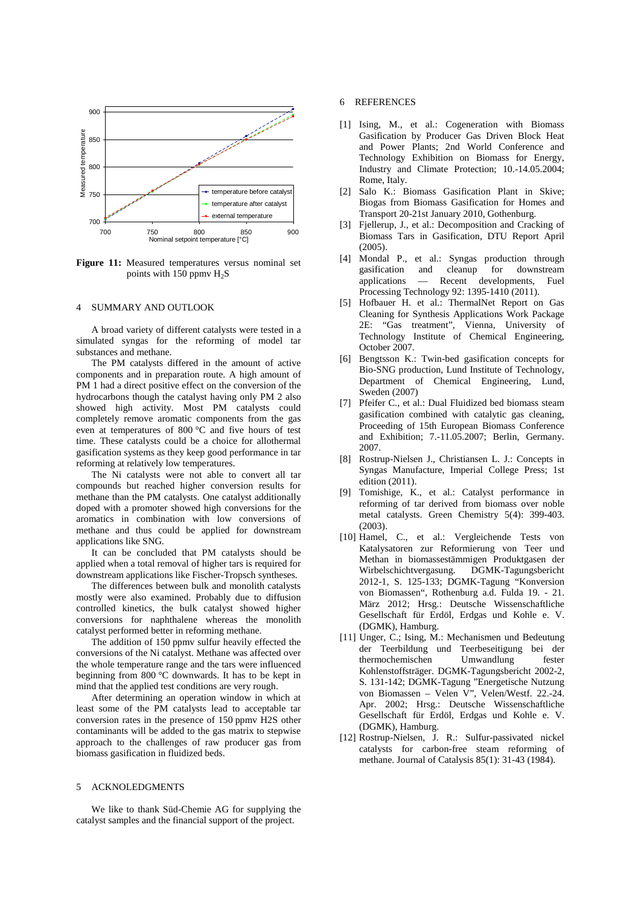900
850
800
750
700
Measured temperature
700
750
800
850
900
Nominal setpoint temperature [°C]
temperature before catalyst
temperature after catalyst
external temperature

**Figure 11:** Measured temperatures versus nominal set points with 150 ppmv $H_2S$

## 4 SUMMARY AND OUTLOOK

A broad variety of different catalysts were tested in a simulated syngas for the reforming of model tar substances and methane.

The PM catalysts differed in the amount of active components and in preparation route. A high amount of PM 1 had a direct positive effect on the conversion of the hydrocarbons though the catalyst having only PM 2 also showed high activity. Most PM catalysts could completely remove aromatic components from the gas even at temperatures of 800 °C and five hours of test time. These catalysts could be a choice for allothermal gasification systems as they keep good performance in tar reforming at relatively low temperatures.

The Ni catalysts were not able to convert all tar compounds but reached higher conversion results for methane than the PM catalysts. One catalyst additionally doped with a promoter showed high conversions for the aromatics in combination with low conversions of methane and thus could be applied for downstream applications like SNG.

It can be concluded that PM catalysts should be applied when a total removal of higher tars is required for downstream applications like Fischer-Tropsch syntheses.

The differences between bulk and monolith catalysts mostly were also examined. Probably due to diffusion controlled kinetics, the bulk catalyst showed higher conversions for naphthalene whereas the monolith catalyst performed better in reforming methane.

The addition of 150 ppmv sulfur heavily effected the conversions of the Ni catalyst. Methane was affected over the whole temperature range and the tars were influenced beginning from 800 °C downwards. It has to be kept in mind that the applied test conditions are very rough.

After determining an operation window in which at least some of the PM catalysts lead to acceptable tar conversion rates in the presence of 150 ppmv H2S other contaminants will be added to the gas matrix to stepwise approach to the challenges of raw producer gas from biomass gasification in fluidized beds.

## 5 ACKNOLEDGMENTS

We like to thank Süd-Chemie AG for supplying the catalyst samples and the financial support of the project.

## 6 REFERENCES

[1] Ising, M., et al.: Cogeneration with Biomass Gasification by Producer Gas Driven Block Heat and Power Plants; 2nd World Conference and Technology Exhibition on Biomass for Energy, Industry and Climate Protection; 10.-14.05.2004; Rome, Italy.

[2] Salo K.: Biomass Gasification Plant in Skive; Biogas from Biomass Gasification for Homes and Transport 20-21st January 2010, Gothenburg.

[3] Fjellerup, J., et al.: Decomposition and Cracking of Biomass Tars in Gasification, DTU Report April (2005).

[4] Mondal P., et al.: Syngas production through gasification and cleanup for downstream applications — Recent developments, Fuel Processing Technology 92: 1395-1410 (2011).

[5] Hofbauer H. et al.: ThermalNet Report on Gas Cleaning for Synthesis Applications Work Package 2E: "Gas treatment", Vienna, University of Technology Institute of Chemical Engineering, October 2007.

[6] Bengtsson K.: Twin-bed gasification concepts for Bio-SNG production, Lund Institute of Technology, Department of Chemical Engineering, Lund, Sweden (2007)

[7] Pfeifer C., et al.: Dual Fluidized bed biomass steam gasification combined with catalytic gas cleaning, Proceeding of 15th European Biomass Conference and Exhibition; 7.-11.05.2007; Berlin, Germany. 2007.

[8] Rostrup-Nielsen J., Christiansen L. J.: Concepts in Syngas Manufacture, Imperial College Press; 1st edition (2011).

[9] Tomishige, K., et al.: Catalyst performance in reforming of tar derived from biomass over noble metal catalysts. Green Chemistry 5(4): 399-403. (2003).

[10] Hamel, C., et al.: Vergleichende Tests von Katalysatoren zur Reformierung von Teer und Methan in biomassestämmigen Produktgasen der Wirbelschichtvergasung. DGMK-Tagungsbericht 2012-1, S. 125-133; DGMK-Tagung "Konversion von Biomassen", Rothenburg a.d. Fulda 19. - 21. März 2012; Hrsg.: Deutsche Wissenschaftliche Gesellschaft für Erdöl, Erdgas und Kohle e. V. (DGMK), Hamburg.

[11] Unger, C.; Ising, M.: Mechanismen und Bedeutung der Teerbildung und Teerbeseitigung bei der thermochemischen Umwandlung fester Kohlenstoffsträger. DGMK-Tagungsbericht 2002-2, S. 131-142; DGMK-Tagung "Energetische Nutzung von Biomassen – Velen V", Velen/Westf. 22.-24. Apr. 2002; Hrsg.: Deutsche Wissenschaftliche Gesellschaft für Erdöl, Erdgas und Kohle e. V. (DGMK), Hamburg.

[12] Rostrup-Nielsen, J. R.: Sulfur-passivated nickel catalysts for carbon-free steam reforming of methane. Journal of Catalysis 85(1): 31-43 (1984).